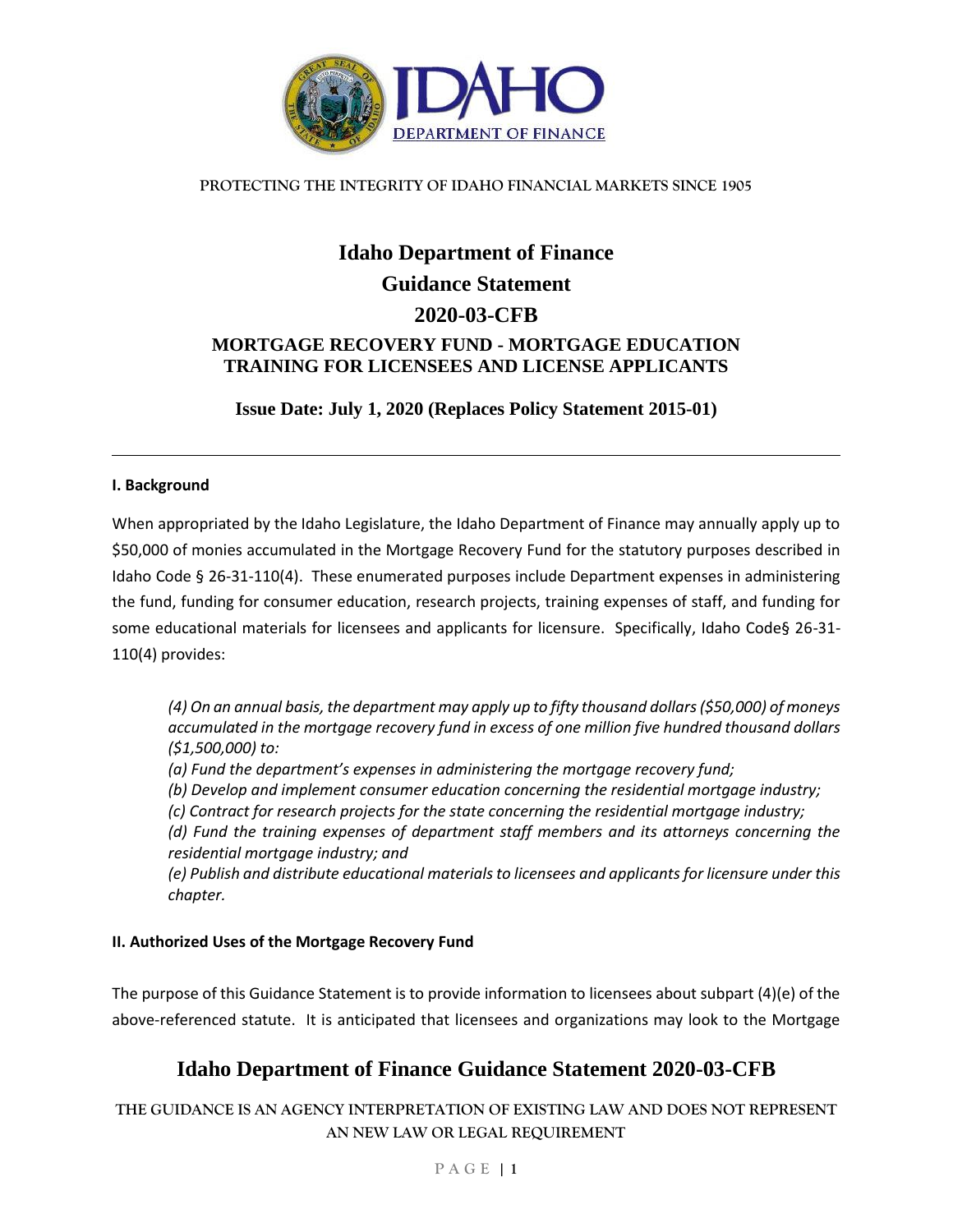PROTECTING THE INTEGRITY OF IDAHO FINANCIAL MARKETS SINCE 1905

# Idaho Department of Finance

# Guidance Statement

# 2020-03-CFB

## MORTGAGE RECOVERY FUND - MORTGAGE EDUCATION TRAINING FOR LICENSEES AND LICENSE APPLICANTS

**Issue Date: July 1, 2020 (Replaces Policy Statement 2015-01)**

---

**I. Background**

When appropriated by the Idaho Legislature, the Idaho Department of Finance may annually apply up to $50,000 of monies accumulated in the Mortgage Recovery Fund for the statutory purposes described in Idaho Code § 26-31-110(4). These enumerated purposes include Department expenses in administering the fund, funding for consumer education, research projects, training expenses of staff, and funding for some educational materials for licensees and applicants for licensure. Specifically, Idaho Code§ 26-31-110(4) provides:

> *(4) On an annual basis, the department may apply up to fifty thousand dollars ($50,000) of moneys accumulated in the mortgage recovery fund in excess of one million five hundred thousand dollars ($1,500,000) to:*
> *(a) Fund the department's expenses in administering the mortgage recovery fund;*
> *(b) Develop and implement consumer education concerning the residential mortgage industry;*
> *(c) Contract for research projects for the state concerning the residential mortgage industry;*
> *(d) Fund the training expenses of department staff members and its attorneys concerning the residential mortgage industry; and*
> *(e) Publish and distribute educational materials to licensees and applicants for licensure under this chapter.*

**II. Authorized Uses of the Mortgage Recovery Fund**

The purpose of this Guidance Statement is to provide information to licensees about subpart (4)(e) of the above-referenced statute. It is anticipated that licensees and organizations may look to the Mortgage

THE GUIDANCE IS AN AGENCY INTERPRETATION OF EXISTING LAW AND DOES NOT REPRESENT AN NEW LAW OR LEGAL REQUIREMENT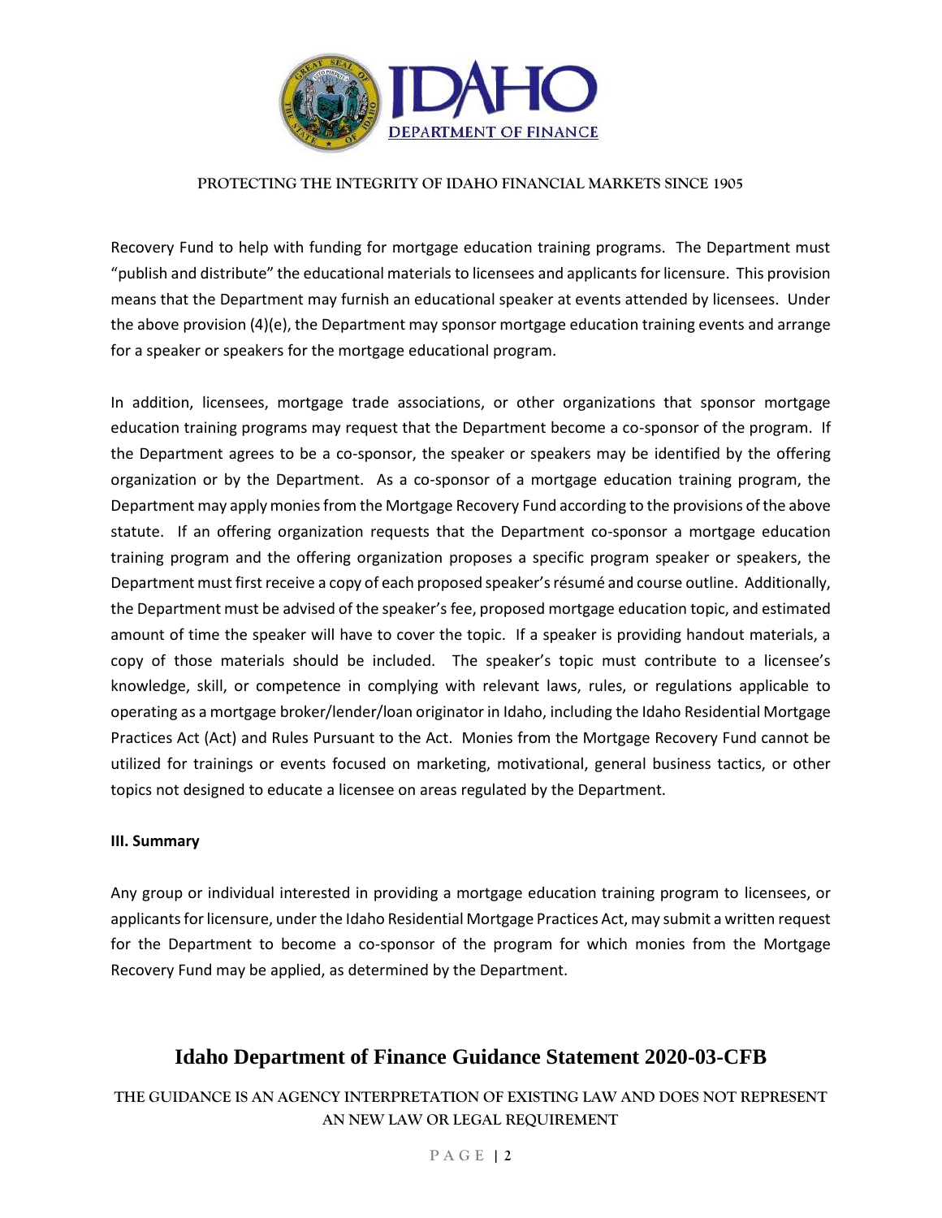Recovery Fund to help with funding for mortgage education training programs. The Department must "publish and distribute" the educational materials to licensees and applicants for licensure. This provision means that the Department may furnish an educational speaker at events attended by licensees. Under the above provision (4)(e), the Department may sponsor mortgage education training events and arrange for a speaker or speakers for the mortgage educational program.

In addition, licensees, mortgage trade associations, or other organizations that sponsor mortgage education training programs may request that the Department become a co-sponsor of the program. If the Department agrees to be a co-sponsor, the speaker or speakers may be identified by the offering organization or by the Department. As a co-sponsor of a mortgage education training program, the Department may apply monies from the Mortgage Recovery Fund according to the provisions of the above statute. If an offering organization requests that the Department co-sponsor a mortgage education training program and the offering organization proposes a specific program speaker or speakers, the Department must first receive a copy of each proposed speaker's résumé and course outline. Additionally, the Department must be advised of the speaker's fee, proposed mortgage education topic, and estimated amount of time the speaker will have to cover the topic. If a speaker is providing handout materials, a copy of those materials should be included. The speaker's topic must contribute to a licensee's knowledge, skill, or competence in complying with relevant laws, rules, or regulations applicable to operating as a mortgage broker/lender/loan originator in Idaho, including the Idaho Residential Mortgage Practices Act (Act) and Rules Pursuant to the Act. Monies from the Mortgage Recovery Fund cannot be utilized for trainings or events focused on marketing, motivational, general business tactics, or other topics not designed to educate a licensee on areas regulated by the Department.

**III. Summary**

Any group or individual interested in providing a mortgage education training program to licensees, or applicants for licensure, under the Idaho Residential Mortgage Practices Act, may submit a written request for the Department to become a co-sponsor of the program for which monies from the Mortgage Recovery Fund may be applied, as determined by the Department.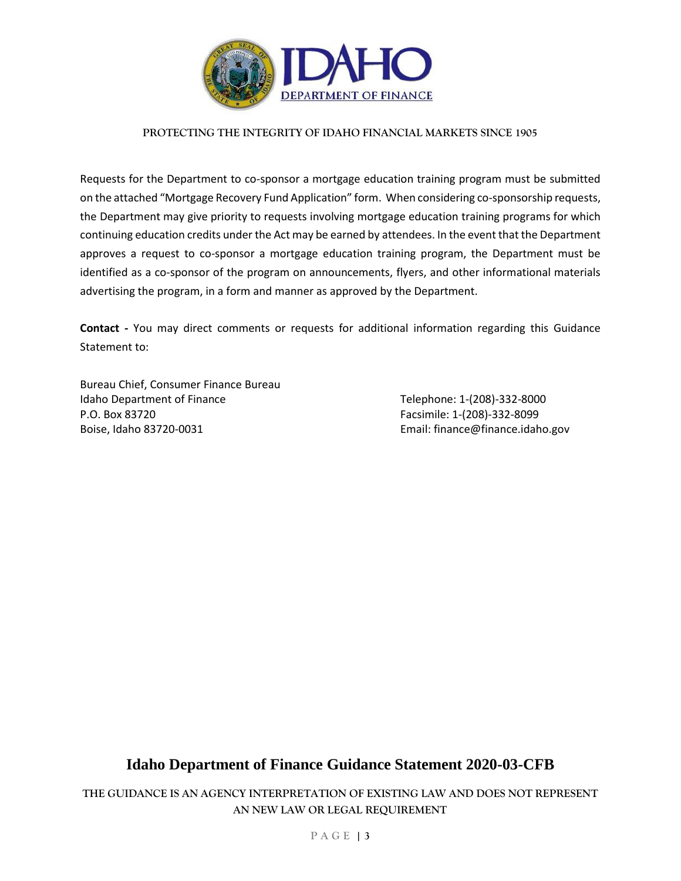Requests for the Department to co-sponsor a mortgage education training program must be submitted on the attached "Mortgage Recovery Fund Application" form. When considering co-sponsorship requests, the Department may give priority to requests involving mortgage education training programs for which continuing education credits under the Act may be earned by attendees. In the event that the Department approves a request to co-sponsor a mortgage education training program, the Department must be identified as a co-sponsor of the program on announcements, flyers, and other informational materials advertising the program, in a form and manner as approved by the Department.

**Contact -** You may direct comments or requests for additional information regarding this Guidance Statement to:

Bureau Chief, Consumer Finance Bureau
Idaho Department of Finance
P.O. Box 83720
Boise, Idaho 83720-0031

Telephone: 1-(208)-332-8000
Facsimile: 1-(208)-332-8099
Email: finance@finance.idaho.gov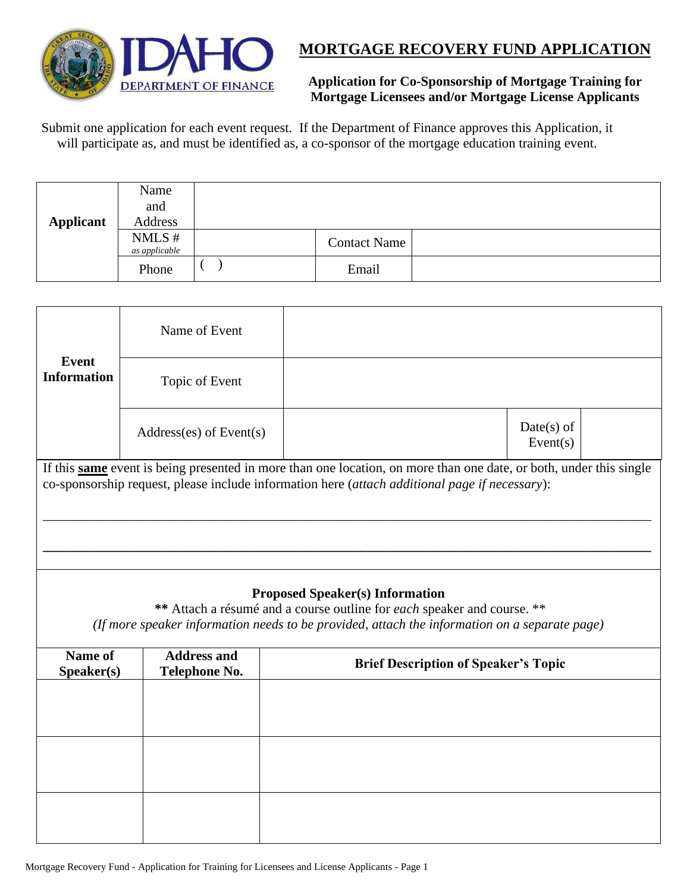# MORTGAGE RECOVERY FUND APPLICATION

**Application for Co-Sponsorship of Mortgage Training for Mortgage Licensees and/or Mortgage License Applicants**

Submit one application for each event request. If the Department of Finance approves this Application, it will participate as, and must be identified as, a co-sponsor of the mortgage education training event.

| **Applicant** | Name and Address | | | |
|---|---|---|---|---|
| | NMLS # *as applicable* | | Contact Name | |
| | Phone | ( ) | Email | |

| **Event Information** | Name of Event | | | |
|---|---|---|---|---|
| | Topic of Event | | | |
| | Address(es) of Event(s) | | Date(s) of Event(s) | |

If this **same** event is being presented in more than one location, on more than one date, or both, under this single co-sponsorship request, please include information here (*attach additional page if necessary*):

\_\_\_\_\_\_\_\_\_\_\_\_\_\_\_\_\_\_\_\_\_\_\_\_\_\_\_\_\_\_\_\_\_\_\_\_\_\_\_\_\_\_\_\_\_\_\_\_\_\_\_\_\_\_\_\_\_\_\_\_\_\_\_\_\_\_\_\_\_\_\_\_\_\_\_\_\_\_

\_\_\_\_\_\_\_\_\_\_\_\_\_\_\_\_\_\_\_\_\_\_\_\_\_\_\_\_\_\_\_\_\_\_\_\_\_\_\_\_\_\_\_\_\_\_\_\_\_\_\_\_\_\_\_\_\_\_\_\_\_\_\_\_\_\_\_\_\_\_\_\_\_\_\_\_\_\_

**Proposed Speaker(s) Information**

**\*\*** Attach a résumé and a course outline for *each* speaker and course. \*\*

*(If more speaker information needs to be provided, attach the information on a separate page)*

| **Name of Speaker(s)** | **Address and Telephone No.** | **Brief Description of Speaker's Topic** |
|---|---|---|
| | | |
| | | |
| | | |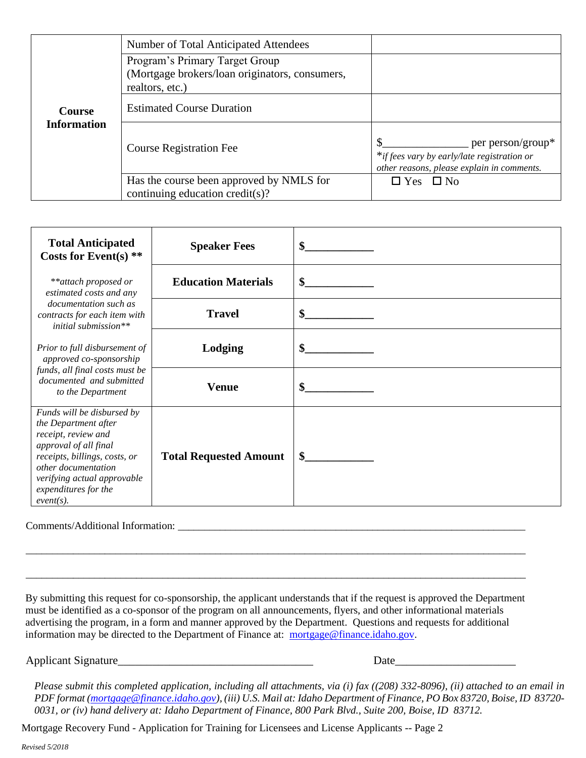| | | |
|---|---|---|
| **Course Information** | Number of Total Anticipated Attendees | |
| | Program's Primary Target Group (Mortgage brokers/loan originators, consumers, realtors, etc.) | |
| | Estimated Course Duration | |
| | Course Registration Fee | $______________ per person/group* *\*if fees vary by early/late registration or other reasons, please explain in comments.* |
| | Has the course been approved by NMLS for continuing education credit(s)? | ☐ Yes ☐ No |

| | | |
|---|---|---|
| **Total Anticipated Costs for Event(s) \*\*** | **Speaker Fees** | **$____________** |
| *\*\*attach proposed or estimated costs and any documentation such as contracts for each item with initial submission\*\** | **Education Materials** | **$____________** |
| | **Travel** | **$____________** |
| *Prior to full disbursement of approved co-sponsorship funds, all final costs must be documented and submitted to the Department* | **Lodging** | **$____________** |
| | **Venue** | **$____________** |
| *Funds will be disbursed by the Department after receipt, review and approval of all final receipts, billings, costs, or other documentation verifying actual approvable expenditures for the event(s).* | **Total Requested Amount** | **$____________** |

Comments/Additional Information: ____________________________________________________________________

____________________________________________________________________________________________

____________________________________________________________________________________________

By submitting this request for co-sponsorship, the applicant understands that if the request is approved the Department must be identified as a co-sponsor of the program on all announcements, flyers, and other informational materials advertising the program, in a form and manner approved by the Department. Questions and requests for additional information may be directed to the Department of Finance at: mortgage@finance.idaho.gov.

Applicant Signature___________________________________ Date_____________________

*Please submit this completed application, including all attachments, via (i) fax ((208) 332-8096), (ii) attached to an email in PDF format (mortgage@finance.idaho.gov), (iii) U.S. Mail at: Idaho Department of Finance, PO Box 83720, Boise, ID 83720-0031, or (iv) hand delivery at: Idaho Department of Finance, 800 Park Blvd., Suite 200, Boise, ID 83712.*